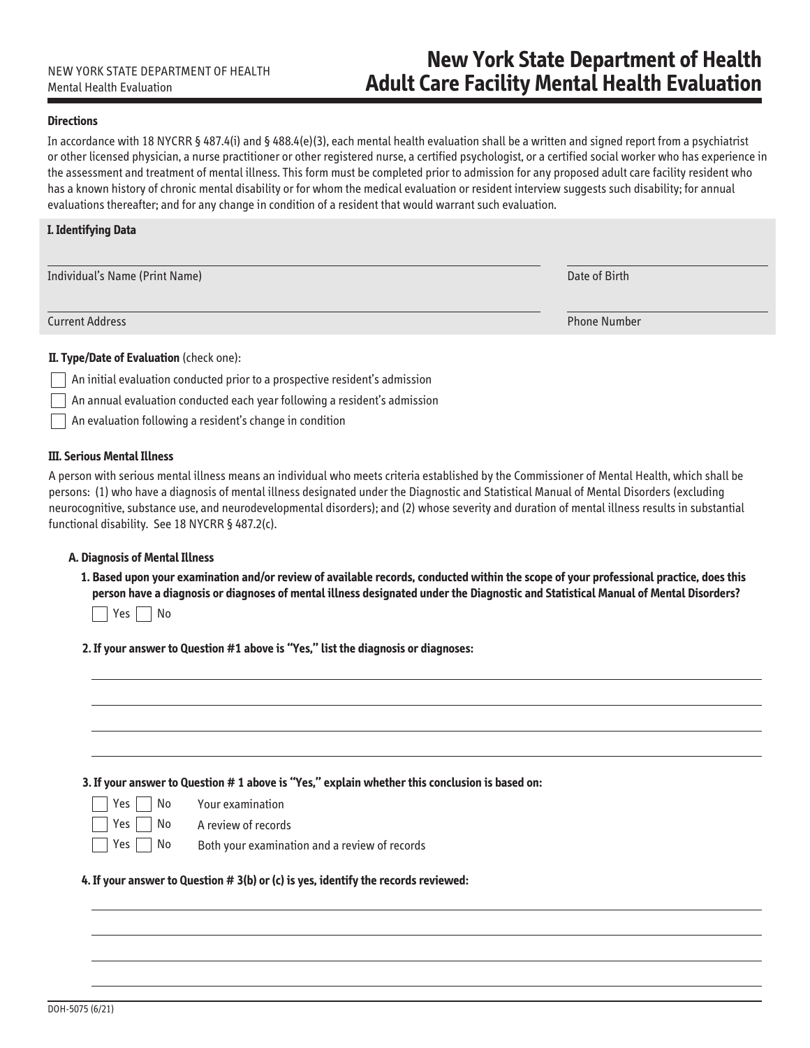NEW YORK STATE DEPARTMENT OF HEALTH
Mental Health Evaluation

# New York State Department of Health Adult Care Facility Mental Health Evaluation

**Directions**

In accordance with 18 NYCRR § 487.4(i) and § 488.4(e)(3), each mental health evaluation shall be a written and signed report from a psychiatrist or other licensed physician, a nurse practitioner or other registered nurse, a certified psychologist, or a certified social worker who has experience in the assessment and treatment of mental illness. This form must be completed prior to admission for any proposed adult care facility resident who has a known history of chronic mental disability or for whom the medical evaluation or resident interview suggests such disability; for annual evaluations thereafter; and for any change in condition of a resident that would warrant such evaluation.

## I. Identifying Data

Individual's Name (Print Name) ______________________ Date of Birth ______________

Current Address ______________________ Phone Number ______________

## II. Type/Date of Evaluation (check one):

- ☐ An initial evaluation conducted prior to a prospective resident's admission
- ☐ An annual evaluation conducted each year following a resident's admission
- ☐ An evaluation following a resident's change in condition

## III. Serious Mental Illness

A person with serious mental illness means an individual who meets criteria established by the Commissioner of Mental Health, which shall be persons: (1) who have a diagnosis of mental illness designated under the Diagnostic and Statistical Manual of Mental Disorders (excluding neurocognitive, substance use, and neurodevelopmental disorders); and (2) whose severity and duration of mental illness results in substantial functional disability. See 18 NYCRR § 487.2(c).

### A. Diagnosis of Mental Illness

**1. Based upon your examination and/or review of available records, conducted within the scope of your professional practice, does this person have a diagnosis or diagnoses of mental illness designated under the Diagnostic and Statistical Manual of Mental Disorders?**

☐ Yes ☐ No

**2. If your answer to Question #1 above is "Yes," list the diagnosis or diagnoses:**

______________________________________________

______________________________________________

______________________________________________

______________________________________________

**3. If your answer to Question # 1 above is "Yes," explain whether this conclusion is based on:**

- ☐ Yes ☐ No Your examination
- ☐ Yes ☐ No A review of records
- ☐ Yes ☐ No Both your examination and a review of records

**4. If your answer to Question # 3(b) or (c) is yes, identify the records reviewed:**

______________________________________________

______________________________________________

______________________________________________

______________________________________________

DOH-5075 (6/21)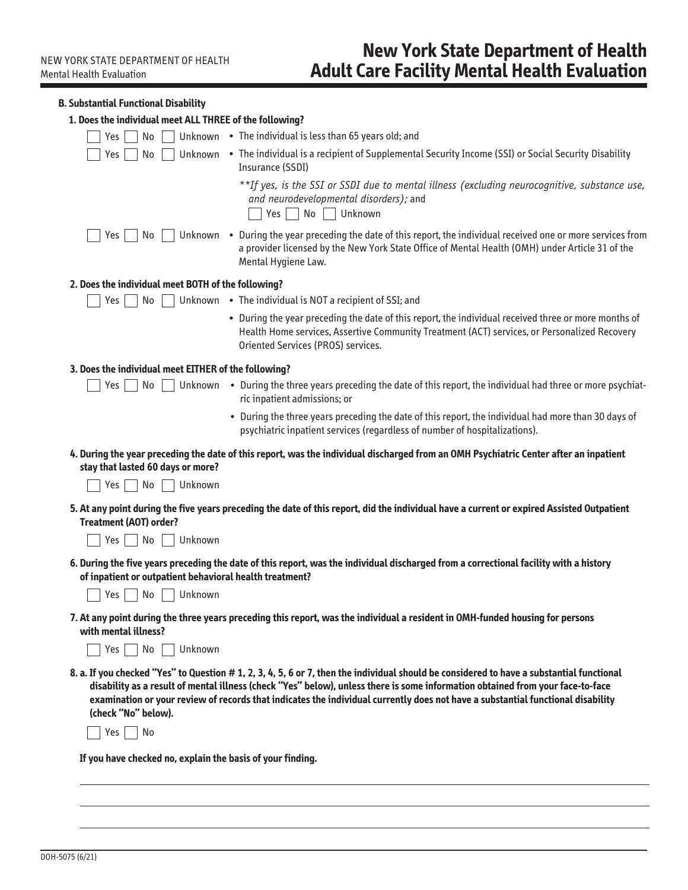### B. Substantial Functional Disability

**1. Does the individual meet ALL THREE of the following?**

☐ Yes ☐ No ☐ Unknown • The individual is less than 65 years old; and

☐ Yes ☐ No ☐ Unknown • The individual is a recipient of Supplemental Security Income (SSI) or Social Security Disability Insurance (SSDI)

*\*\*If yes, is the SSI or SSDI due to mental illness (excluding neurocognitive, substance use, and neurodevelopmental disorders);* and

☐ Yes ☐ No ☐ Unknown

☐ Yes ☐ No ☐ Unknown • During the year preceding the date of this report, the individual received one or more services from a provider licensed by the New York State Office of Mental Health (OMH) under Article 31 of the Mental Hygiene Law.

**2. Does the individual meet BOTH of the following?**

☐ Yes ☐ No ☐ Unknown • The individual is NOT a recipient of SSI; and

• During the year preceding the date of this report, the individual received three or more months of Health Home services, Assertive Community Treatment (ACT) services, or Personalized Recovery Oriented Services (PROS) services.

**3. Does the individual meet EITHER of the following?**

☐ Yes ☐ No ☐ Unknown • During the three years preceding the date of this report, the individual had three or more psychiatric inpatient admissions; or

• During the three years preceding the date of this report, the individual had more than 30 days of psychiatric inpatient services (regardless of number of hospitalizations).

**4. During the year preceding the date of this report, was the individual discharged from an OMH Psychiatric Center after an inpatient stay that lasted 60 days or more?**

☐ Yes ☐ No ☐ Unknown

**5. At any point during the five years preceding the date of this report, did the individual have a current or expired Assisted Outpatient Treatment (AOT) order?**

☐ Yes ☐ No ☐ Unknown

**6. During the five years preceding the date of this report, was the individual discharged from a correctional facility with a history of inpatient or outpatient behavioral health treatment?**

☐ Yes ☐ No ☐ Unknown

**7. At any point during the three years preceding this report, was the individual a resident in OMH-funded housing for persons with mental illness?**

☐ Yes ☐ No ☐ Unknown

**8. a. If you checked "Yes" to Question # 1, 2, 3, 4, 5, 6 or 7, then the individual should be considered to have a substantial functional disability as a result of mental illness (check "Yes" below), unless there is some information obtained from your face-to-face examination or your review of records that indicates the individual currently does not have a substantial functional disability (check "No" below).**

☐ Yes ☐ No

**If you have checked no, explain the basis of your finding.**

\_\_\_\_\_\_\_\_\_\_\_\_\_\_\_\_\_\_\_\_\_\_\_\_\_\_\_\_\_\_\_\_\_\_\_\_\_\_\_\_\_\_\_\_\_\_\_\_\_\_\_\_\_\_\_\_\_\_\_\_\_\_\_\_\_\_\_\_\_\_\_\_\_\_\_\_\_\_

\_\_\_\_\_\_\_\_\_\_\_\_\_\_\_\_\_\_\_\_\_\_\_\_\_\_\_\_\_\_\_\_\_\_\_\_\_\_\_\_\_\_\_\_\_\_\_\_\_\_\_\_\_\_\_\_\_\_\_\_\_\_\_\_\_\_\_\_\_\_\_\_\_\_\_\_\_\_

\_\_\_\_\_\_\_\_\_\_\_\_\_\_\_\_\_\_\_\_\_\_\_\_\_\_\_\_\_\_\_\_\_\_\_\_\_\_\_\_\_\_\_\_\_\_\_\_\_\_\_\_\_\_\_\_\_\_\_\_\_\_\_\_\_\_\_\_\_\_\_\_\_\_\_\_\_\_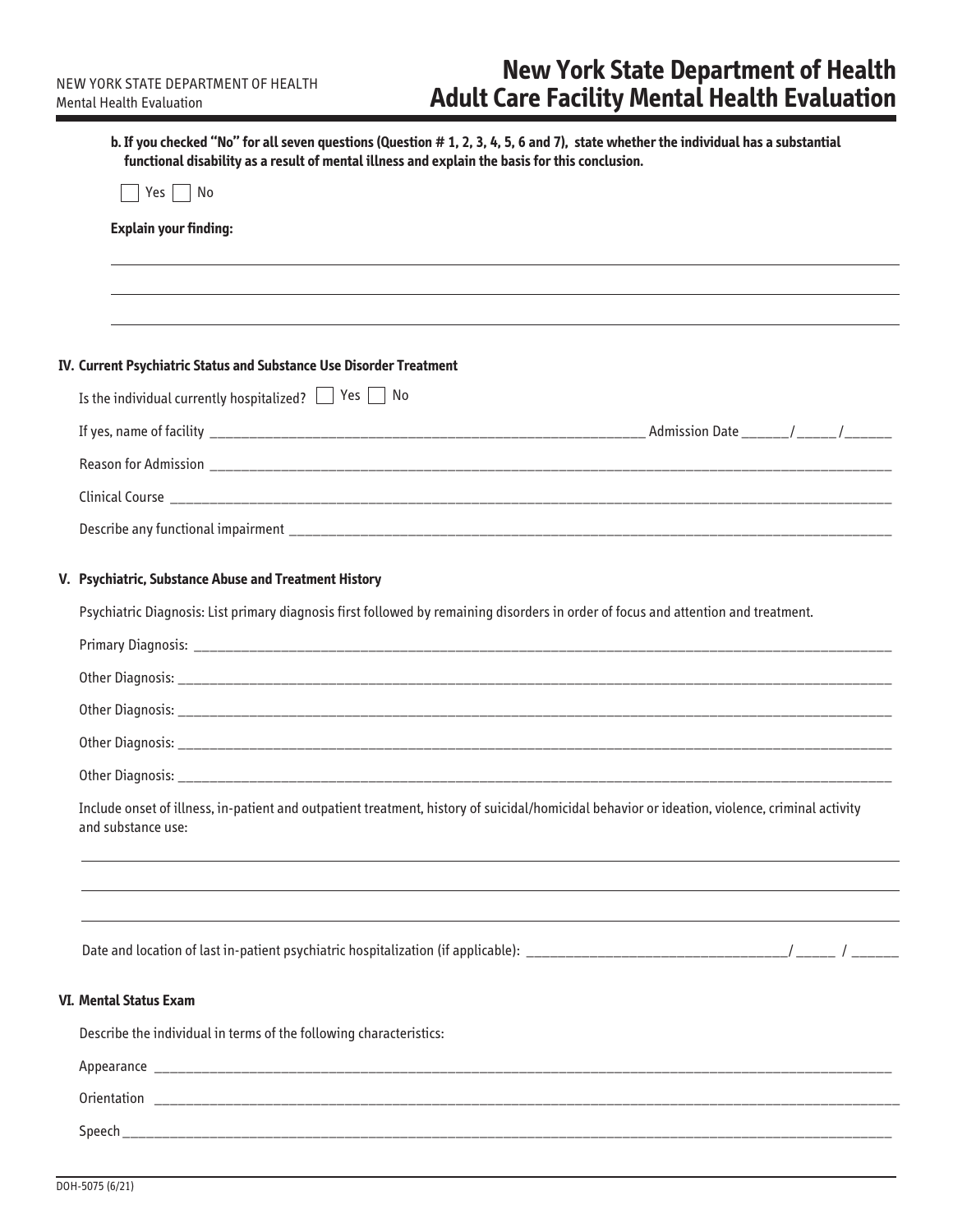**b. If you checked "No" for all seven questions (Question # 1, 2, 3, 4, 5, 6 and 7), state whether the individual has a substantial functional disability as a result of mental illness and explain the basis for this conclusion.**

☐ Yes ☐ No

**Explain your finding:**

______________________________________________________________________

______________________________________________________________________

______________________________________________________________________

## IV. Current Psychiatric Status and Substance Use Disorder Treatment

Is the individual currently hospitalized? ☐ Yes ☐ No

If yes, name of facility ____________________________________________ Admission Date ______/_____/______

Reason for Admission ______________________________________________________________________

Clinical Course ______________________________________________________________________

Describe any functional impairment ______________________________________________________________________

## V. Psychiatric, Substance Abuse and Treatment History

Psychiatric Diagnosis: List primary diagnosis first followed by remaining disorders in order of focus and attention and treatment.

Primary Diagnosis: ______________________________________________________________________

Other Diagnosis: ______________________________________________________________________

Other Diagnosis: ______________________________________________________________________

Other Diagnosis: ______________________________________________________________________

Other Diagnosis: ______________________________________________________________________

Include onset of illness, in-patient and outpatient treatment, history of suicidal/homicidal behavior or ideation, violence, criminal activity and substance use:

______________________________________________________________________

______________________________________________________________________

______________________________________________________________________

Date and location of last in-patient psychiatric hospitalization (if applicable): ______________________/ _____ / ______

## VI. Mental Status Exam

Describe the individual in terms of the following characteristics:

Appearance ______________________________________________________________________

Orientation ______________________________________________________________________

Speech ______________________________________________________________________

DOH-5075 (6/21)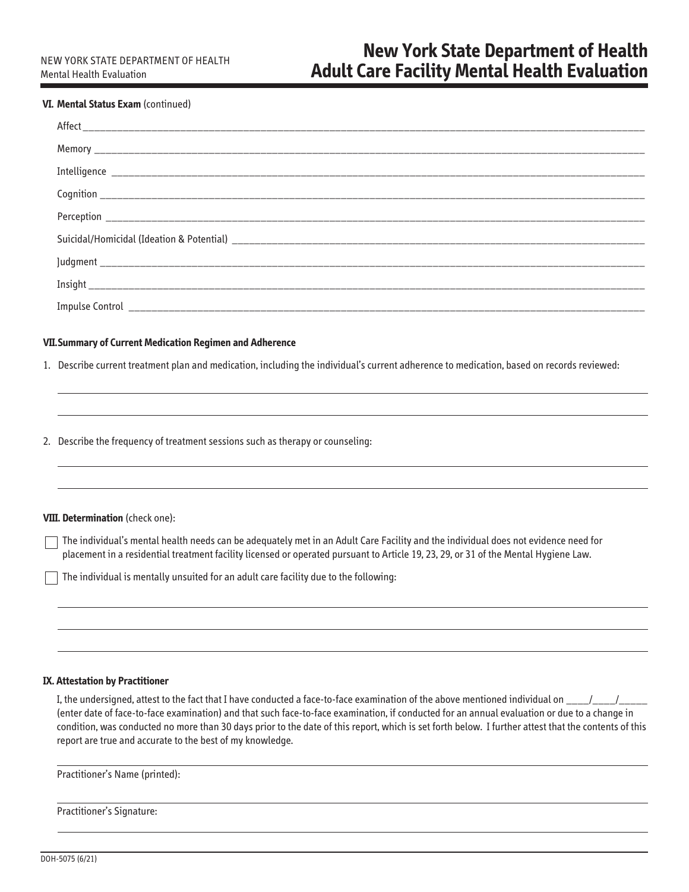# New York State Department of Health
# Adult Care Facility Mental Health Evaluation

**VI. Mental Status Exam** (continued)

Affect ____________________________________________________________________________________________

Memory ___________________________________________________________________________________________

Intelligence ________________________________________________________________________________________

Cognition __________________________________________________________________________________________

Perception _________________________________________________________________________________________

Suicidal/Homicidal (Ideation & Potential) ______________________________________________________________

Judgment __________________________________________________________________________________________

Insight ____________________________________________________________________________________________

Impulse Control _____________________________________________________________________________________

**VII. Summary of Current Medication Regimen and Adherence**

1. Describe current treatment plan and medication, including the individual's current adherence to medication, based on records reviewed:

______________________________________________________________________________________________________

______________________________________________________________________________________________________

2. Describe the frequency of treatment sessions such as therapy or counseling:

______________________________________________________________________________________________________

______________________________________________________________________________________________________

**VIII. Determination** (check one):

☐ The individual's mental health needs can be adequately met in an Adult Care Facility and the individual does not evidence need for placement in a residential treatment facility licensed or operated pursuant to Article 19, 23, 29, or 31 of the Mental Hygiene Law.

☐ The individual is mentally unsuited for an adult care facility due to the following:

______________________________________________________________________________________________________

______________________________________________________________________________________________________

______________________________________________________________________________________________________

**IX. Attestation by Practitioner**

I, the undersigned, attest to the fact that I have conducted a face-to-face examination of the above mentioned individual on ____/____/_____ (enter date of face-to-face examination) and that such face-to-face examination, if conducted for an annual evaluation or due to a change in condition, was conducted no more than 30 days prior to the date of this report, which is set forth below. I further attest that the contents of this report are true and accurate to the best of my knowledge.

______________________________________________________________________________________________________

Practitioner's Name (printed):

______________________________________________________________________________________________________

Practitioner's Signature:

______________________________________________________________________________________________________

DOH-5075 (6/21)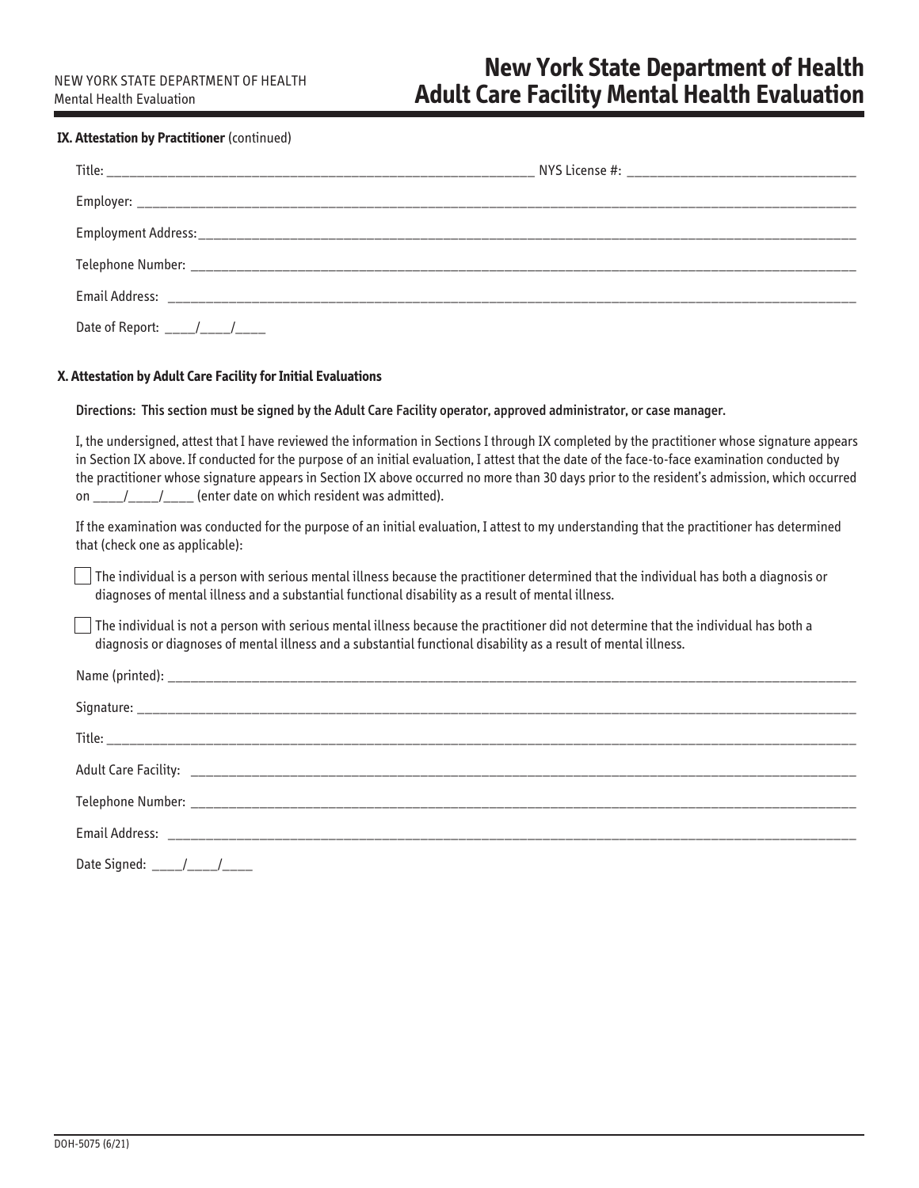**IX. Attestation by Practitioner** (continued)

Title: ____________________________________________ NYS License #: ______________________________

Employer: ____________________________________________________________________________________

Employment Address: ___________________________________________________________________________

Telephone Number: _____________________________________________________________________________

Email Address: ________________________________________________________________________________

Date of Report: ____/____/____

**X. Attestation by Adult Care Facility for Initial Evaluations**

**Directions: This section must be signed by the Adult Care Facility operator, approved administrator, or case manager.**

I, the undersigned, attest that I have reviewed the information in Sections I through IX completed by the practitioner whose signature appears in Section IX above. If conducted for the purpose of an initial evaluation, I attest that the date of the face-to-face examination conducted by the practitioner whose signature appears in Section IX above occurred no more than 30 days prior to the resident's admission, which occurred on ____/____/____ (enter date on which resident was admitted).

If the examination was conducted for the purpose of an initial evaluation, I attest to my understanding that the practitioner has determined that (check one as applicable):

☐ The individual is a person with serious mental illness because the practitioner determined that the individual has both a diagnosis or diagnoses of mental illness and a substantial functional disability as a result of mental illness.

☐ The individual is not a person with serious mental illness because the practitioner did not determine that the individual has both a diagnosis or diagnoses of mental illness and a substantial functional disability as a result of mental illness.

Name (printed): _______________________________________________________________________________

Signature: ____________________________________________________________________________________

Title: ________________________________________________________________________________________

Adult Care Facility: ____________________________________________________________________________

Telephone Number: _____________________________________________________________________________

Email Address: ________________________________________________________________________________

Date Signed: ____/____/____

DOH-5075 (6/21)